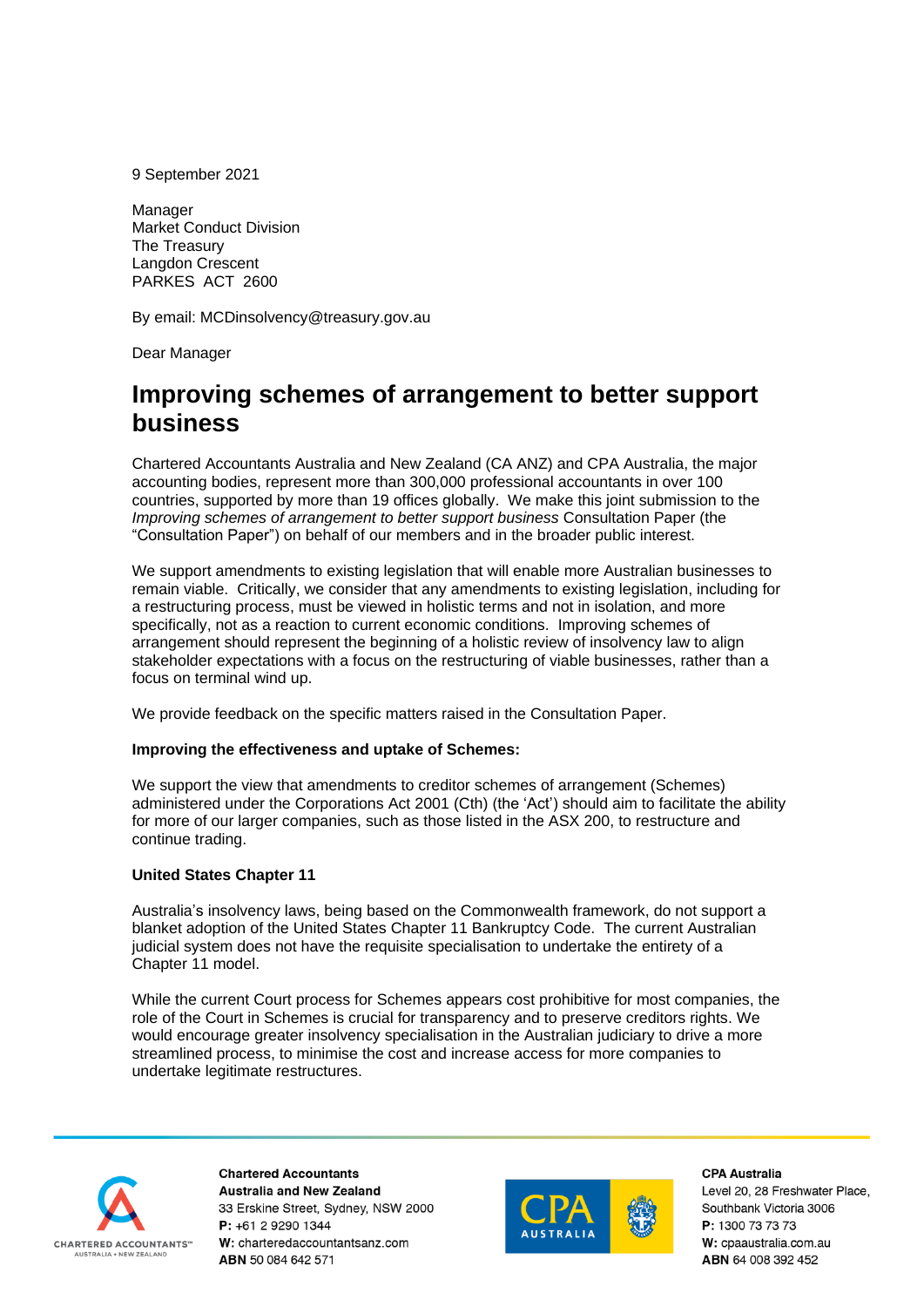9 September 2021

Manager
Market Conduct Division
The Treasury
Langdon Crescent
PARKES ACT 2600

By email: MCDinsolvency@treasury.gov.au

Dear Manager

# Improving schemes of arrangement to better support business

Chartered Accountants Australia and New Zealand (CA ANZ) and CPA Australia, the major accounting bodies, represent more than 300,000 professional accountants in over 100 countries, supported by more than 19 offices globally. We make this joint submission to the *Improving schemes of arrangement to better support business* Consultation Paper (the "Consultation Paper") on behalf of our members and in the broader public interest.

We support amendments to existing legislation that will enable more Australian businesses to remain viable. Critically, we consider that any amendments to existing legislation, including for a restructuring process, must be viewed in holistic terms and not in isolation, and more specifically, not as a reaction to current economic conditions. Improving schemes of arrangement should represent the beginning of a holistic review of insolvency law to align stakeholder expectations with a focus on the restructuring of viable businesses, rather than a focus on terminal wind up.

We provide feedback on the specific matters raised in the Consultation Paper.

**Improving the effectiveness and uptake of Schemes:**

We support the view that amendments to creditor schemes of arrangement (Schemes) administered under the Corporations Act 2001 (Cth) (the 'Act') should aim to facilitate the ability for more of our larger companies, such as those listed in the ASX 200, to restructure and continue trading.

**United States Chapter 11**

Australia's insolvency laws, being based on the Commonwealth framework, do not support a blanket adoption of the United States Chapter 11 Bankruptcy Code. The current Australian judicial system does not have the requisite specialisation to undertake the entirety of a Chapter 11 model.

While the current Court process for Schemes appears cost prohibitive for most companies, the role of the Court in Schemes is crucial for transparency and to preserve creditors rights. We would encourage greater insolvency specialisation in the Australian judiciary to drive a more streamlined process, to minimise the cost and increase access for more companies to undertake legitimate restructures.

**Chartered Accountants Australia and New Zealand**
33 Erskine Street, Sydney, NSW 2000
**P:** +61 2 9290 1344
**W:** charteredaccountantsanz.com
**ABN** 50 084 642 571

**CPA Australia**
Level 20, 28 Freshwater Place,
Southbank Victoria 3006
**P:** 1300 73 73 73
**W:** cpaaustralia.com.au
**ABN** 64 008 392 452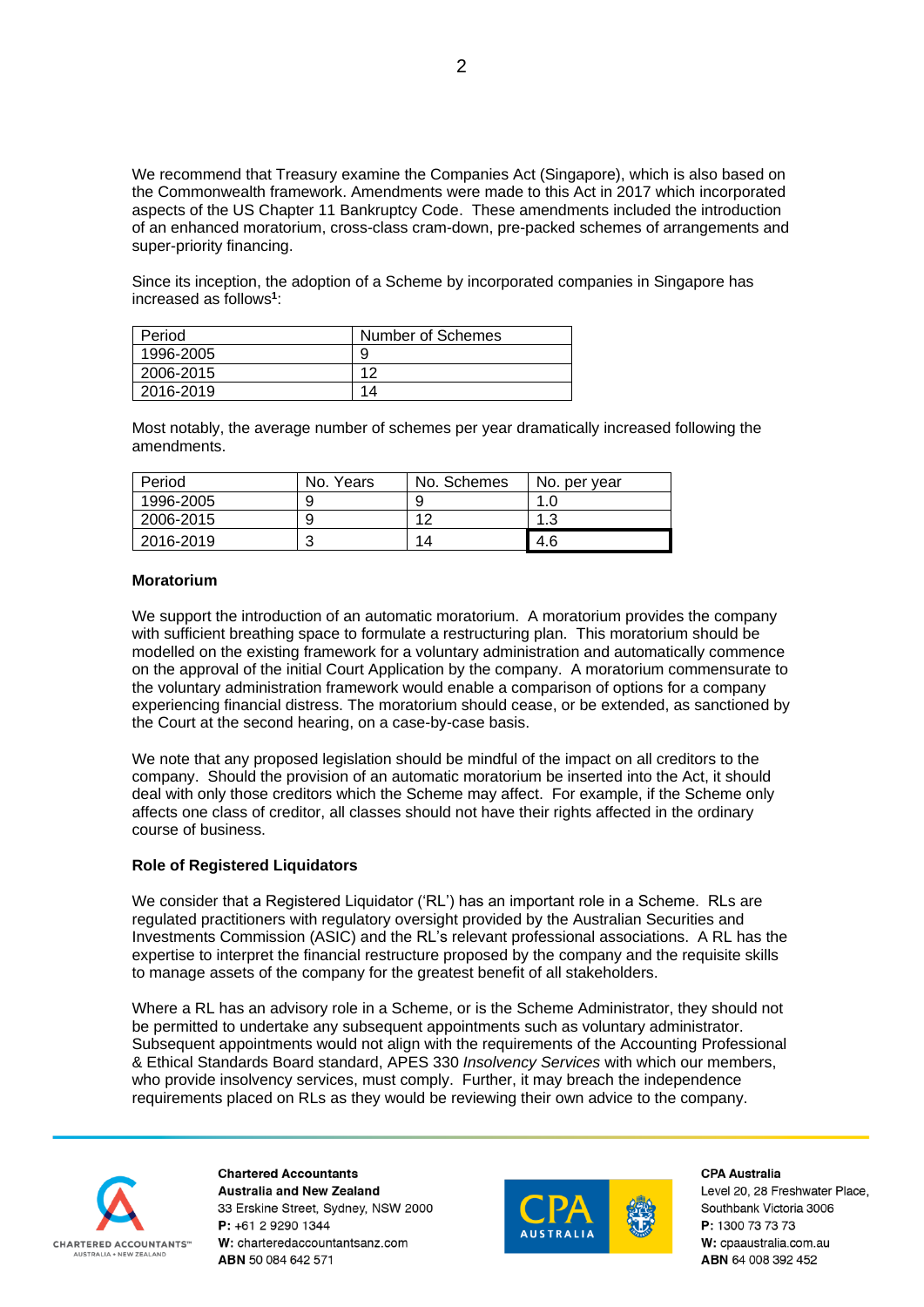We recommend that Treasury examine the Companies Act (Singapore), which is also based on the Commonwealth framework. Amendments were made to this Act in 2017 which incorporated aspects of the US Chapter 11 Bankruptcy Code. These amendments included the introduction of an enhanced moratorium, cross-class cram-down, pre-packed schemes of arrangements and super-priority financing.

Since its inception, the adoption of a Scheme by incorporated companies in Singapore has increased as follows[1]:

| Period | Number of Schemes |
|---|---|
| 1996-2005 | 9 |
| 2006-2015 | 12 |
| 2016-2019 | 14 |

Most notably, the average number of schemes per year dramatically increased following the amendments.

| Period | No. Years | No. Schemes | No. per year |
|---|---|---|---|
| 1996-2005 | 9 | 9 | 1.0 |
| 2006-2015 | 9 | 12 | 1.3 |
| 2016-2019 | 3 | 14 | 4.6 |

**Moratorium**

We support the introduction of an automatic moratorium. A moratorium provides the company with sufficient breathing space to formulate a restructuring plan. This moratorium should be modelled on the existing framework for a voluntary administration and automatically commence on the approval of the initial Court Application by the company. A moratorium commensurate to the voluntary administration framework would enable a comparison of options for a company experiencing financial distress. The moratorium should cease, or be extended, as sanctioned by the Court at the second hearing, on a case-by-case basis.

We note that any proposed legislation should be mindful of the impact on all creditors to the company. Should the provision of an automatic moratorium be inserted into the Act, it should deal with only those creditors which the Scheme may affect. For example, if the Scheme only affects one class of creditor, all classes should not have their rights affected in the ordinary course of business.

**Role of Registered Liquidators**

We consider that a Registered Liquidator ('RL') has an important role in a Scheme. RLs are regulated practitioners with regulatory oversight provided by the Australian Securities and Investments Commission (ASIC) and the RL's relevant professional associations. A RL has the expertise to interpret the financial restructure proposed by the company and the requisite skills to manage assets of the company for the greatest benefit of all stakeholders.

Where a RL has an advisory role in a Scheme, or is the Scheme Administrator, they should not be permitted to undertake any subsequent appointments such as voluntary administrator. Subsequent appointments would not align with the requirements of the Accounting Professional & Ethical Standards Board standard, APES 330 *Insolvency Services* with which our members, who provide insolvency services, must comply. Further, it may breach the independence requirements placed on RLs as they would be reviewing their own advice to the company.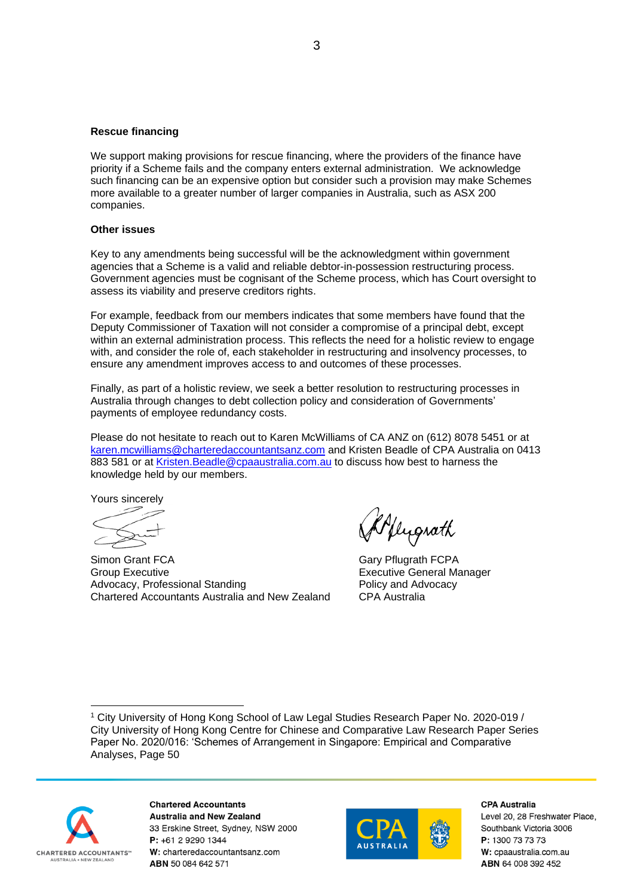**Rescue financing**

We support making provisions for rescue financing, where the providers of the finance have priority if a Scheme fails and the company enters external administration. We acknowledge such financing can be an expensive option but consider such a provision may make Schemes more available to a greater number of larger companies in Australia, such as ASX 200 companies.

**Other issues**

Key to any amendments being successful will be the acknowledgment within government agencies that a Scheme is a valid and reliable debtor-in-possession restructuring process. Government agencies must be cognisant of the Scheme process, which has Court oversight to assess its viability and preserve creditors rights.

For example, feedback from our members indicates that some members have found that the Deputy Commissioner of Taxation will not consider a compromise of a principal debt, except within an external administration process. This reflects the need for a holistic review to engage with, and consider the role of, each stakeholder in restructuring and insolvency processes, to ensure any amendment improves access to and outcomes of these processes.

Finally, as part of a holistic review, we seek a better resolution to restructuring processes in Australia through changes to debt collection policy and consideration of Governments' payments of employee redundancy costs.

Please do not hesitate to reach out to Karen McWilliams of CA ANZ on (612) 8078 5451 or at karen.mcwilliams@charteredaccountantsanz.com and Kristen Beadle of CPA Australia on 0413 883 581 or at Kristen.Beadle@cpaaustralia.com.au to discuss how best to harness the knowledge held by our members.

Yours sincerely

Simon Grant FCA
Group Executive
Advocacy, Professional Standing
Chartered Accountants Australia and New Zealand

Gary Pflugrath FCPA
Executive General Manager
Policy and Advocacy
CPA Australia

[1] City University of Hong Kong School of Law Legal Studies Research Paper No. 2020-019 / City University of Hong Kong Centre for Chinese and Comparative Law Research Paper Series Paper No. 2020/016: 'Schemes of Arrangement in Singapore: Empirical and Comparative Analyses, Page 50

**Chartered Accountants Australia and New Zealand**
33 Erskine Street, Sydney, NSW 2000
**P:** +61 2 9290 1344
**W:** charteredaccountantsanz.com
**ABN** 50 084 642 571

**CPA Australia**
Level 20, 28 Freshwater Place, Southbank Victoria 3006
**P:** 1300 73 73 73
**W:** cpaaustralia.com.au
**ABN** 64 008 392 452